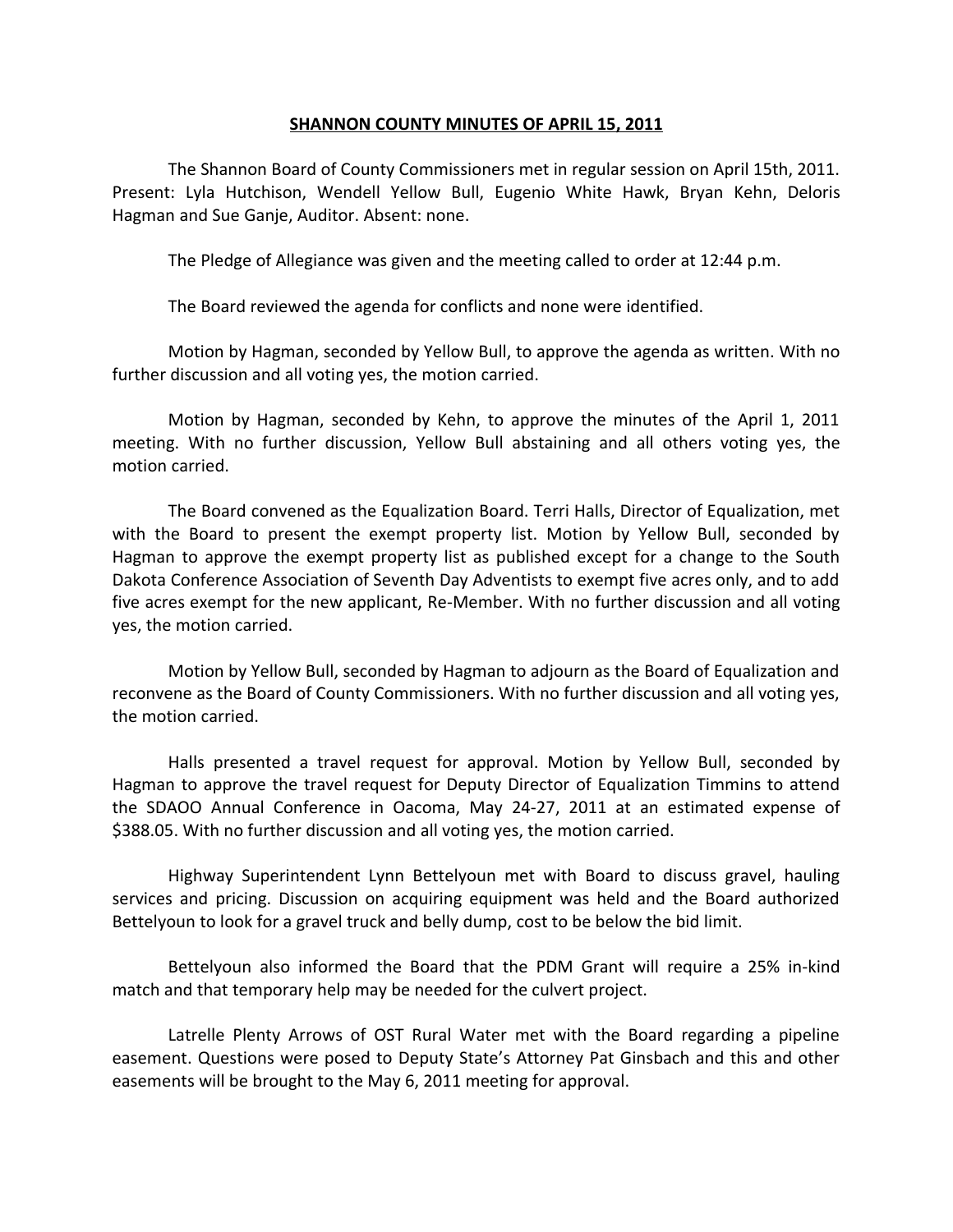# **SHANNON COUNTY MINUTES OF APRIL 15, 2011**

The Shannon Board of County Commissioners met in regular session on April 15th, 2011. Present: Lyla Hutchison, Wendell Yellow Bull, Eugenio White Hawk, Bryan Kehn, Deloris Hagman and Sue Ganje, Auditor. Absent: none.

The Pledge of Allegiance was given and the meeting called to order at 12:44 p.m.

The Board reviewed the agenda for conflicts and none were identified.

Motion by Hagman, seconded by Yellow Bull, to approve the agenda as written. With no further discussion and all voting yes, the motion carried.

Motion by Hagman, seconded by Kehn, to approve the minutes of the April 1, 2011 meeting. With no further discussion, Yellow Bull abstaining and all others voting yes, the motion carried.

The Board convened as the Equalization Board. Terri Halls, Director of Equalization, met with the Board to present the exempt property list. Motion by Yellow Bull, seconded by Hagman to approve the exempt property list as published except for a change to the South Dakota Conference Association of Seventh Day Adventists to exempt five acres only, and to add five acres exempt for the new applicant, Re-Member. With no further discussion and all voting yes, the motion carried.

Motion by Yellow Bull, seconded by Hagman to adjourn as the Board of Equalization and reconvene as the Board of County Commissioners. With no further discussion and all voting yes, the motion carried.

Halls presented a travel request for approval. Motion by Yellow Bull, seconded by Hagman to approve the travel request for Deputy Director of Equalization Timmins to attend the SDAOO Annual Conference in Oacoma, May 24-27, 2011 at an estimated expense of $388.05. With no further discussion and all voting yes, the motion carried.

Highway Superintendent Lynn Bettelyoun met with Board to discuss gravel, hauling services and pricing. Discussion on acquiring equipment was held and the Board authorized Bettelyoun to look for a gravel truck and belly dump, cost to be below the bid limit.

Bettelyoun also informed the Board that the PDM Grant will require a 25% in-kind match and that temporary help may be needed for the culvert project.

Latrelle Plenty Arrows of OST Rural Water met with the Board regarding a pipeline easement. Questions were posed to Deputy State's Attorney Pat Ginsbach and this and other easements will be brought to the May 6, 2011 meeting for approval.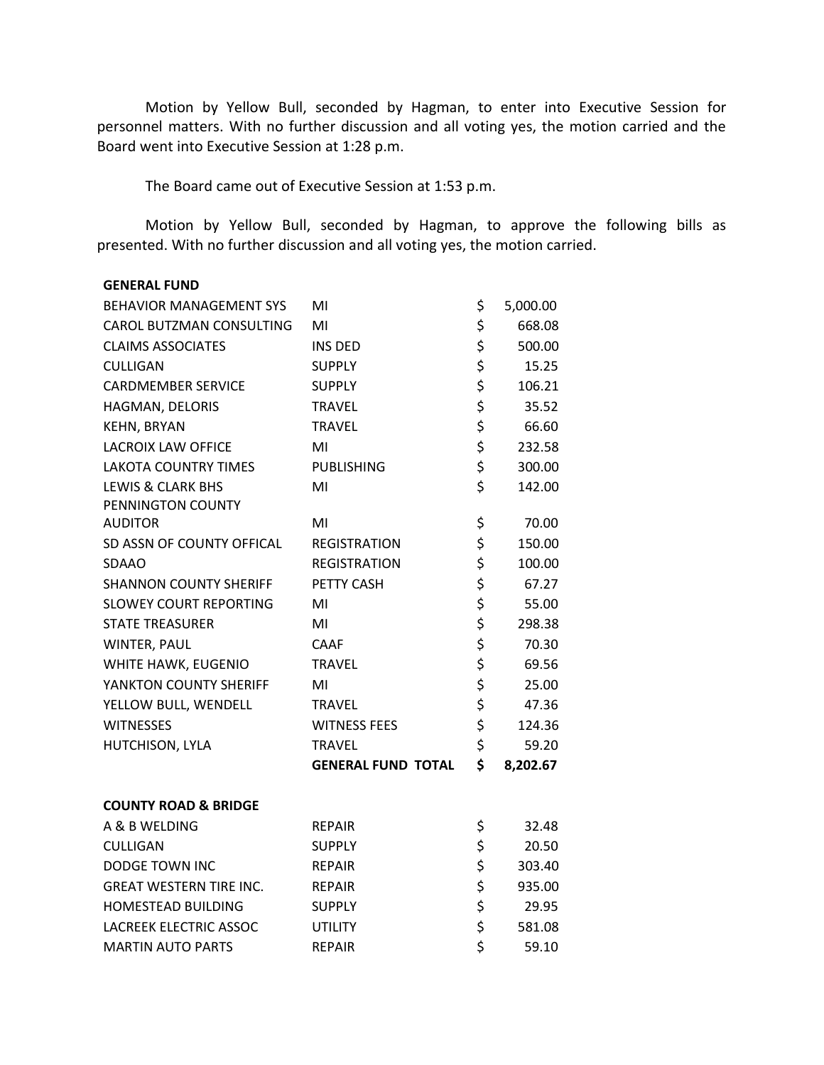Motion by Yellow Bull, seconded by Hagman, to enter into Executive Session for personnel matters. With no further discussion and all voting yes, the motion carried and the Board went into Executive Session at 1:28 p.m.

The Board came out of Executive Session at 1:53 p.m.

Motion by Yellow Bull, seconded by Hagman, to approve the following bills as presented. With no further discussion and all voting yes, the motion carried.

| **GENERAL FUND** | | | |
|---|---|---|---|
| BEHAVIOR MANAGEMENT SYS | MI | $ | 5,000.00 |
| CAROL BUTZMAN CONSULTING | MI | $ | 668.08 |
| CLAIMS ASSOCIATES | INS DED | $ | 500.00 |
| CULLIGAN | SUPPLY | $ | 15.25 |
| CARDMEMBER SERVICE | SUPPLY | $ | 106.21 |
| HAGMAN, DELORIS | TRAVEL | $ | 35.52 |
| KEHN, BRYAN | TRAVEL | $ | 66.60 |
| LACROIX LAW OFFICE | MI | $ | 232.58 |
| LAKOTA COUNTRY TIMES | PUBLISHING | $ | 300.00 |
| LEWIS & CLARK BHS | MI | $ | 142.00 |
| PENNINGTON COUNTY AUDITOR | MI | $ | 70.00 |
| SD ASSN OF COUNTY OFFICAL | REGISTRATION | $ | 150.00 |
| SDAAO | REGISTRATION | $ | 100.00 |
| SHANNON COUNTY SHERIFF | PETTY CASH | $ | 67.27 |
| SLOWEY COURT REPORTING | MI | $ | 55.00 |
| STATE TREASURER | MI | $ | 298.38 |
| WINTER, PAUL | CAAF | $ | 70.30 |
| WHITE HAWK, EUGENIO | TRAVEL | $ | 69.56 |
| YANKTON COUNTY SHERIFF | MI | $ | 25.00 |
| YELLOW BULL, WENDELL | TRAVEL | $ | 47.36 |
| WITNESSES | WITNESS FEES | $ | 124.36 |
| HUTCHISON, LYLA | TRAVEL | $ | 59.20 |
| | **GENERAL FUND TOTAL** | **$** | **8,202.67** |

| **COUNTY ROAD & BRIDGE** | | | |
|---|---|---|---|
| A & B WELDING | REPAIR | $ | 32.48 |
| CULLIGAN | SUPPLY | $ | 20.50 |
| DODGE TOWN INC | REPAIR | $ | 303.40 |
| GREAT WESTERN TIRE INC. | REPAIR | $ | 935.00 |
| HOMESTEAD BUILDING | SUPPLY | $ | 29.95 |
| LACREEK ELECTRIC ASSOC | UTILITY | $ | 581.08 |
| MARTIN AUTO PARTS | REPAIR | $ | 59.10 |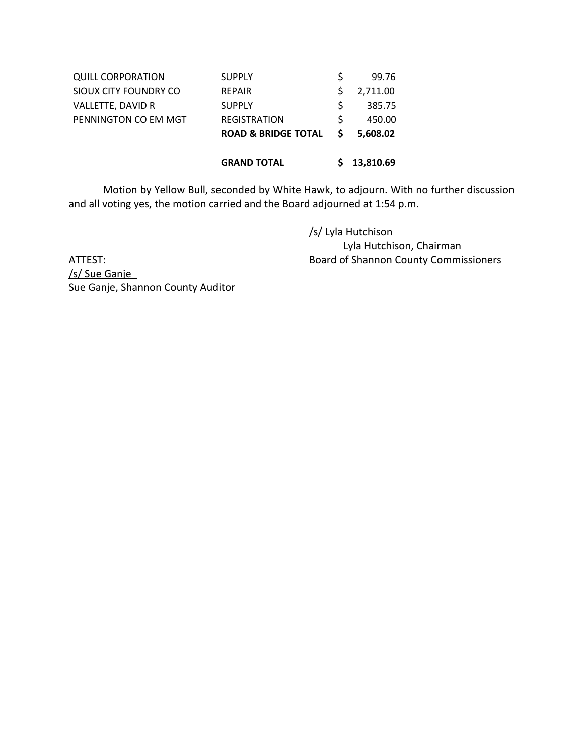| | | | |
|---|---|---|---|
| QUILL CORPORATION | SUPPLY | $ | 99.76 |
| SIOUX CITY FOUNDRY CO | REPAIR | $ | 2,711.00 |
| VALLETTE, DAVID R | SUPPLY | $ | 385.75 |
| PENNINGTON CO EM MGT | REGISTRATION | $ | 450.00 |
| | **ROAD & BRIDGE TOTAL** | **$** | **5,608.02** |
| | | | |
| | **GRAND TOTAL** | **$** | **13,810.69** |

Motion by Yellow Bull, seconded by White Hawk, to adjourn. With no further discussion and all voting yes, the motion carried and the Board adjourned at 1:54 p.m.

/s/ Lyla Hutchison
Lyla Hutchison, Chairman
Board of Shannon County Commissioners

ATTEST:
/s/ Sue Ganje
Sue Ganje, Shannon County Auditor